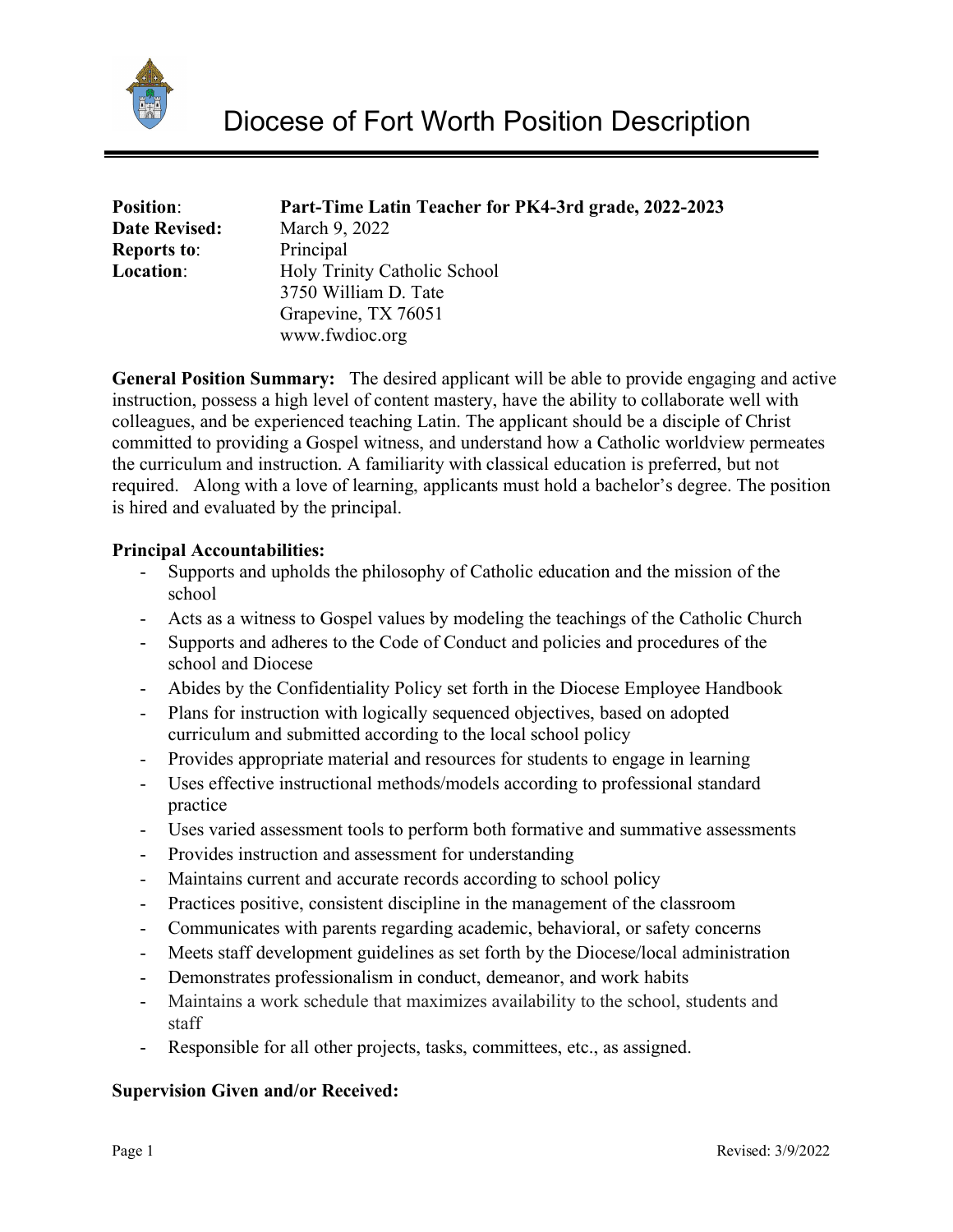# Diocese of Fort Worth Position Description

**Position**: **Part-Time Latin Teacher for PK4-3rd grade, 2022-2023**
**Date Revised:** March 9, 2022
**Reports to**: Principal
**Location**: Holy Trinity Catholic School
3750 William D. Tate
Grapevine, TX 76051
www.fwdioc.org

**General Position Summary:** The desired applicant will be able to provide engaging and active instruction, possess a high level of content mastery, have the ability to collaborate well with colleagues, and be experienced teaching Latin. The applicant should be a disciple of Christ committed to providing a Gospel witness, and understand how a Catholic worldview permeates the curriculum and instruction. A familiarity with classical education is preferred, but not required. Along with a love of learning, applicants must hold a bachelor's degree. The position is hired and evaluated by the principal.

**Principal Accountabilities:**

- Supports and upholds the philosophy of Catholic education and the mission of the school
- Acts as a witness to Gospel values by modeling the teachings of the Catholic Church
- Supports and adheres to the Code of Conduct and policies and procedures of the school and Diocese
- Abides by the Confidentiality Policy set forth in the Diocese Employee Handbook
- Plans for instruction with logically sequenced objectives, based on adopted curriculum and submitted according to the local school policy
- Provides appropriate material and resources for students to engage in learning
- Uses effective instructional methods/models according to professional standard practice
- Uses varied assessment tools to perform both formative and summative assessments
- Provides instruction and assessment for understanding
- Maintains current and accurate records according to school policy
- Practices positive, consistent discipline in the management of the classroom
- Communicates with parents regarding academic, behavioral, or safety concerns
- Meets staff development guidelines as set forth by the Diocese/local administration
- Demonstrates professionalism in conduct, demeanor, and work habits
- Maintains a work schedule that maximizes availability to the school, students and staff
- Responsible for all other projects, tasks, committees, etc., as assigned.

**Supervision Given and/or Received:**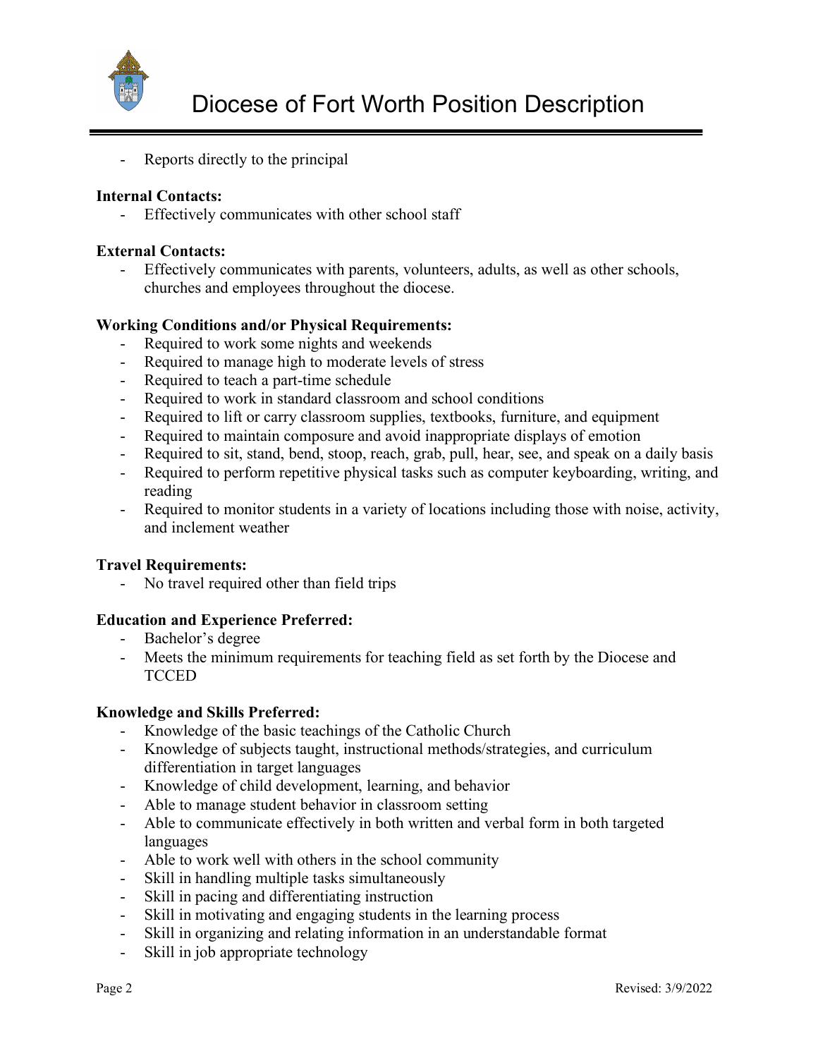- Reports directly to the principal

**Internal Contacts:**
- Effectively communicates with other school staff

**External Contacts:**
- Effectively communicates with parents, volunteers, adults, as well as other schools, churches and employees throughout the diocese.

**Working Conditions and/or Physical Requirements:**
- Required to work some nights and weekends
- Required to manage high to moderate levels of stress
- Required to teach a part-time schedule
- Required to work in standard classroom and school conditions
- Required to lift or carry classroom supplies, textbooks, furniture, and equipment
- Required to maintain composure and avoid inappropriate displays of emotion
- Required to sit, stand, bend, stoop, reach, grab, pull, hear, see, and speak on a daily basis
- Required to perform repetitive physical tasks such as computer keyboarding, writing, and reading
- Required to monitor students in a variety of locations including those with noise, activity, and inclement weather

**Travel Requirements:**
- No travel required other than field trips

**Education and Experience Preferred:**
- Bachelor's degree
- Meets the minimum requirements for teaching field as set forth by the Diocese and TCCED

**Knowledge and Skills Preferred:**
- Knowledge of the basic teachings of the Catholic Church
- Knowledge of subjects taught, instructional methods/strategies, and curriculum differentiation in target languages
- Knowledge of child development, learning, and behavior
- Able to manage student behavior in classroom setting
- Able to communicate effectively in both written and verbal form in both targeted languages
- Able to work well with others in the school community
- Skill in handling multiple tasks simultaneously
- Skill in pacing and differentiating instruction
- Skill in motivating and engaging students in the learning process
- Skill in organizing and relating information in an understandable format
- Skill in job appropriate technology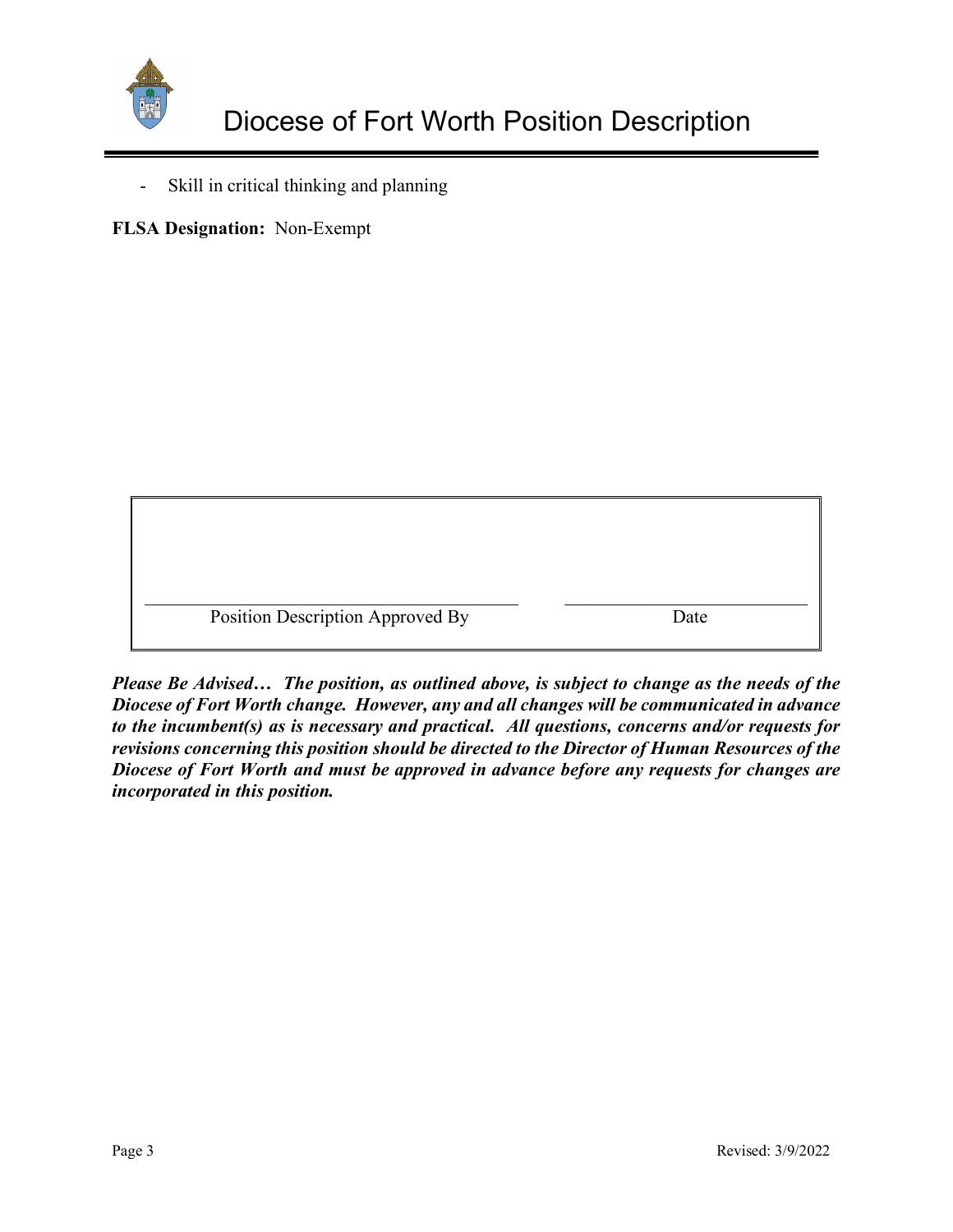- Skill in critical thinking and planning

**FLSA Designation:** Non-Exempt

| | |
|---|---|
| Position Description Approved By | Date |

***Please Be Advised… The position, as outlined above, is subject to change as the needs of the Diocese of Fort Worth change. However, any and all changes will be communicated in advance to the incumbent(s) as is necessary and practical. All questions, concerns and/or requests for revisions concerning this position should be directed to the Director of Human Resources of the Diocese of Fort Worth and must be approved in advance before any requests for changes are incorporated in this position.***

Revised: 3/9/2022